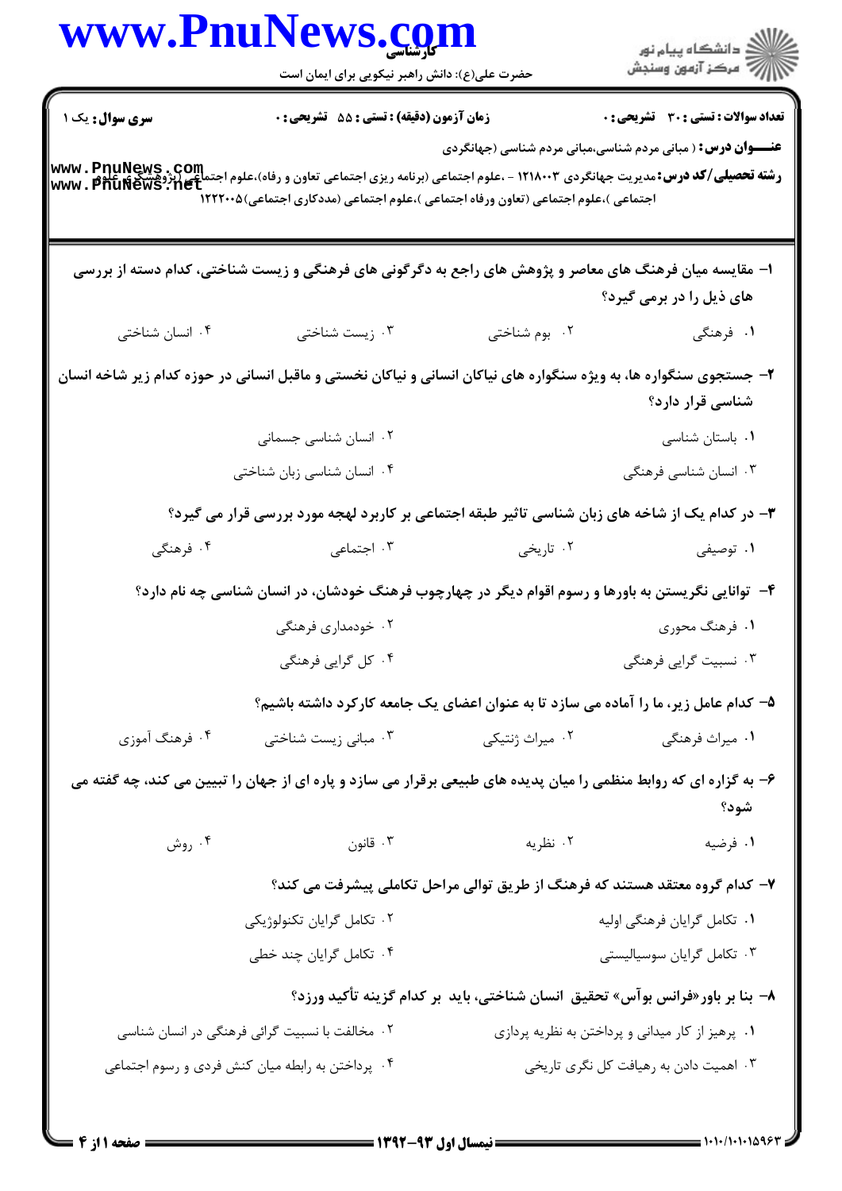**سری سوال:** یک ۱ | **زمان آزمون (دقیقه) : تستی : ۵۵ تشریحی : ۰** | **تعداد سوالات : تستی : ۳۰ تشریحی : ۰**

**عنـــوان درس :** ( مبانی مردم شناسی،مبانی مردم شناسی (جهانگردی

**رشته تحصیلی/کد درس:** مدیریت جهانگردی ۱۲۱۸۰۰۳ - ،علوم اجتماعی (برنامه ریزی اجتماعی تعاون و رفاه)،علوم اجتماعی (پژوهشگری علوم اجتماعی )،علوم اجتماعی (تعاون ورفاه اجتماعی )،علوم اجتماعی (مددکاری اجتماعی)۱۲۲۲۰۰۵

۱- مقایسه میان فرهنگ های معاصر و پژوهش های راجع به دگرگونی های فرهنگی و زیست شناختی، کدام دسته از بررسی های ذیل را در برمی گیرد؟

۱. فرهنگی
۲. بوم شناختی
۳. زیست شناختی
۴. انسان شناختی

۲- جستجوی سنگواره ها، به ویژه سنگواره های نیاکان انسانی و نیاکان نخستی و ماقبل انسانی در حوزه کدام زیر شاخه انسان شناسی قرار دارد؟

۱. باستان شناسی
۲. انسان شناسی جسمانی
۳. انسان شناسی فرهنگی
۴. انسان شناسی زبان شناختی

۳- در کدام یک از شاخه های زبان شناسی تاثیر طبقه اجتماعی بر کاربرد لهجه مورد بررسی قرار می گیرد؟

۱. توصیفی
۲. تاریخی
۳. اجتماعی
۴. فرهنگی

۴- توانایی نگریستن به باورها و رسوم اقوام دیگر در چهارچوب فرهنگ خودشان، در انسان شناسی چه نام دارد؟

۱. فرهنگ محوری
۲. خودمداری فرهنگی
۳. نسبیت گرایی فرهنگی
۴. کل گرایی فرهنگی

۵- کدام عامل زیر، ما را آماده می سازد تا به عنوان اعضای یک جامعه کارکرد داشته باشیم؟

۱. میراث فرهنگی
۲. میراث ژنتیکی
۳. مبانی زیست شناختی
۴. فرهنگ آموزی

۶- به گزاره ای که روابط منظمی را میان پدیده های طبیعی برقرار می سازد و پاره ای از جهان را تبیین می کند، چه گفته می شود؟

۱. فرضیه
۲. نظریه
۳. قانون
۴. روش

۷- کدام گروه معتقد هستند که فرهنگ از طریق توالی مراحل تکاملی پیشرفت می کند؟

۱. تکامل گرایان فرهنگی اولیه
۲. تکامل گرایان تکنولوژیکی
۳. تکامل گرایان سوسیالیستی
۴. تکامل گرایان چند خطی

۸- بنا بر باور«فرانس بوآس» تحقیق انسان شناختی، باید بر کدام گزینه تأکید ورزد؟

۱. پرهیز از کار میدانی و پرداختن به نظریه پردازی
۲. مخالفت با نسبیت گرائی فرهنگی در انسان شناسی
۳. اهمیت دادن به رهیافت کل نگری تاریخی
۴. پرداختن به رابطه میان کنش فردی و رسوم اجتماعی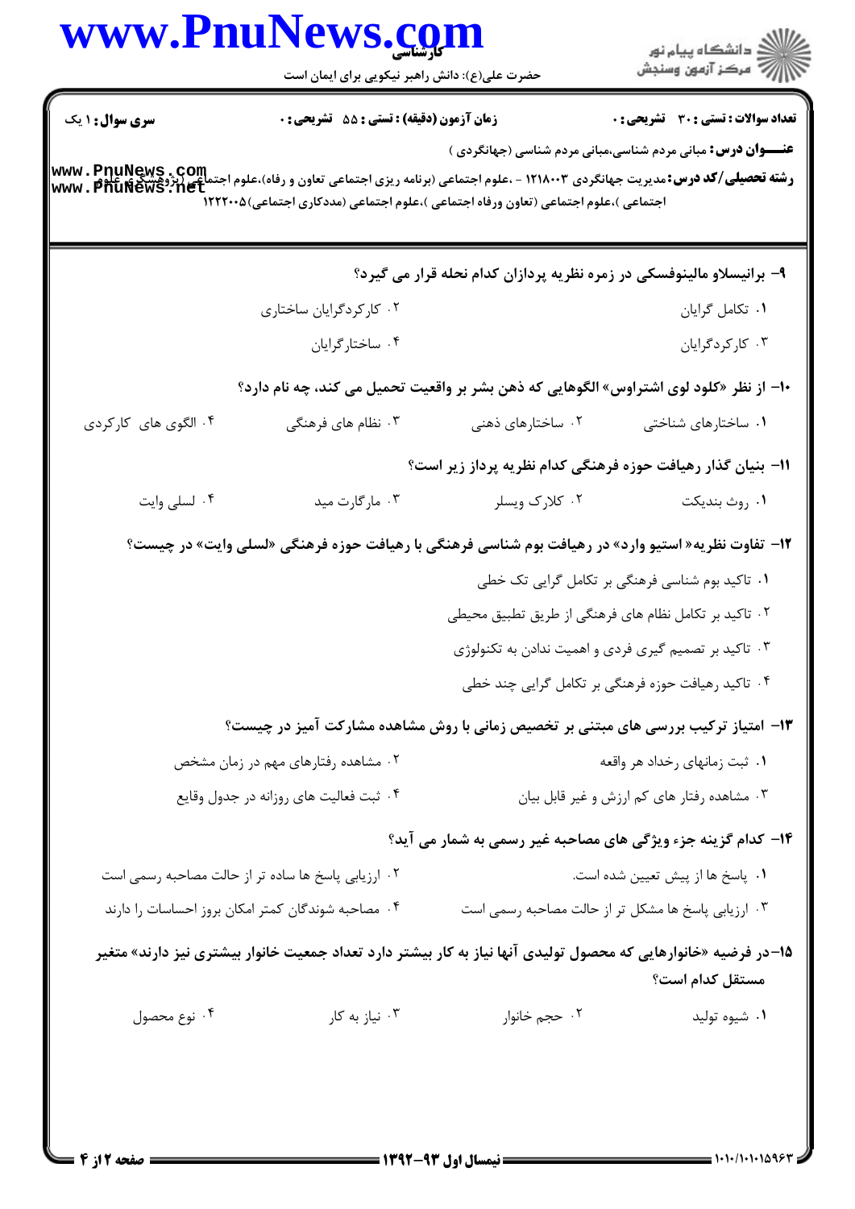**سری سوال:** ۱ یک

**زمان آزمون (دقیقه) : تستی : ۵۵ تشریحی : ۰**

**تعداد سوالات : تستی : ۳۰ تشریحی : ۰**

**عنـــوان درس:** مبانی مردم شناسی،مبانی مردم شناسی (جهانگردی )

**رشته تحصیلی/کد درس:** مدیریت جهانگردی ۱۲۱۸۰۰۳ - ،علوم اجتماعی (برنامه ریزی اجتماعی تعاون و رفاه)،علوم اجتماعی (پژوهشگری علوم اجتماعی )،علوم اجتماعی (تعاون ورفاه اجتماعی )،علوم اجتماعی (مددکاری اجتماعی)۱۲۲۲۰۰۵

---

**۹- برانیسلاو مالینوفسکی در زمره نظریه پردازان کدام نحله قرار می گیرد؟**

۱. تکامل گرایان
۲. کارکردگرایان ساختاری
۳. کارکردگرایان
۴. ساختارگرایان

**۱۰- از نظر «کلود لوی اشتراوس» الگوهایی که ذهن بشر بر واقعیت تحمیل می کند، چه نام دارد؟**

۱. ساختارهای شناختی
۲. ساختارهای ذهنی
۳. نظام های فرهنگی
۴. الگوی های کارکردی

**۱۱- بنیان گذار رهیافت حوزه فرهنگی کدام نظریه پرداز زیر است؟**

۱. روث بندیکت
۲. کلارک ویسلر
۳. مارگارت مید
۴. لسلی وایت

**۱۲- تفاوت نظریه« استیو وارد» در رهیافت بوم شناسی فرهنگی با رهیافت حوزه فرهنگی «لسلی وایت» در چیست؟**

۱. تاکید بوم شناسی فرهنگی بر تکامل گرایی تک خطی
۲. تاکید بر تکامل نظام های فرهنگی از طریق تطبیق محیطی
۳. تاکید بر تصمیم گیری فردی و اهمیت ندادن به تکنولوژی
۴. تاکید رهیافت حوزه فرهنگی بر تکامل گرایی چند خطی

**۱۳- امتیاز ترکیب بررسی های مبتنی بر تخصیص زمانی با روش مشاهده مشارکت آمیز در چیست؟**

۱. ثبت زمانهای رخداد هر واقعه
۲. مشاهده رفتارهای مهم در زمان مشخص
۳. مشاهده رفتار های کم ارزش و غیر قابل بیان
۴. ثبت فعالیت های روزانه در جدول وقایع

**۱۴- کدام گزینه جزء ویژگی های مصاحبه غیر رسمی به شمار می آید؟**

۱. پاسخ ها از پیش تعیین شده است.
۲. ارزیابی پاسخ ها ساده تر از حالت مصاحبه رسمی است
۳. ارزیابی پاسخ ها مشکل تر از حالت مصاحبه رسمی است
۴. مصاحبه شوندگان کمتر امکان بروز احساسات را دارند

**۱۵-در فرضیه «خانوارهایی که محصول تولیدی آنها نیاز به کار بیشتر دارد تعداد جمعیت خانوار بیشتری نیز دارند» متغیر مستقل کدام است؟**

۱. شیوه تولید
۲. حجم خانوار
۳. نیاز به کار
۴. نوع محصول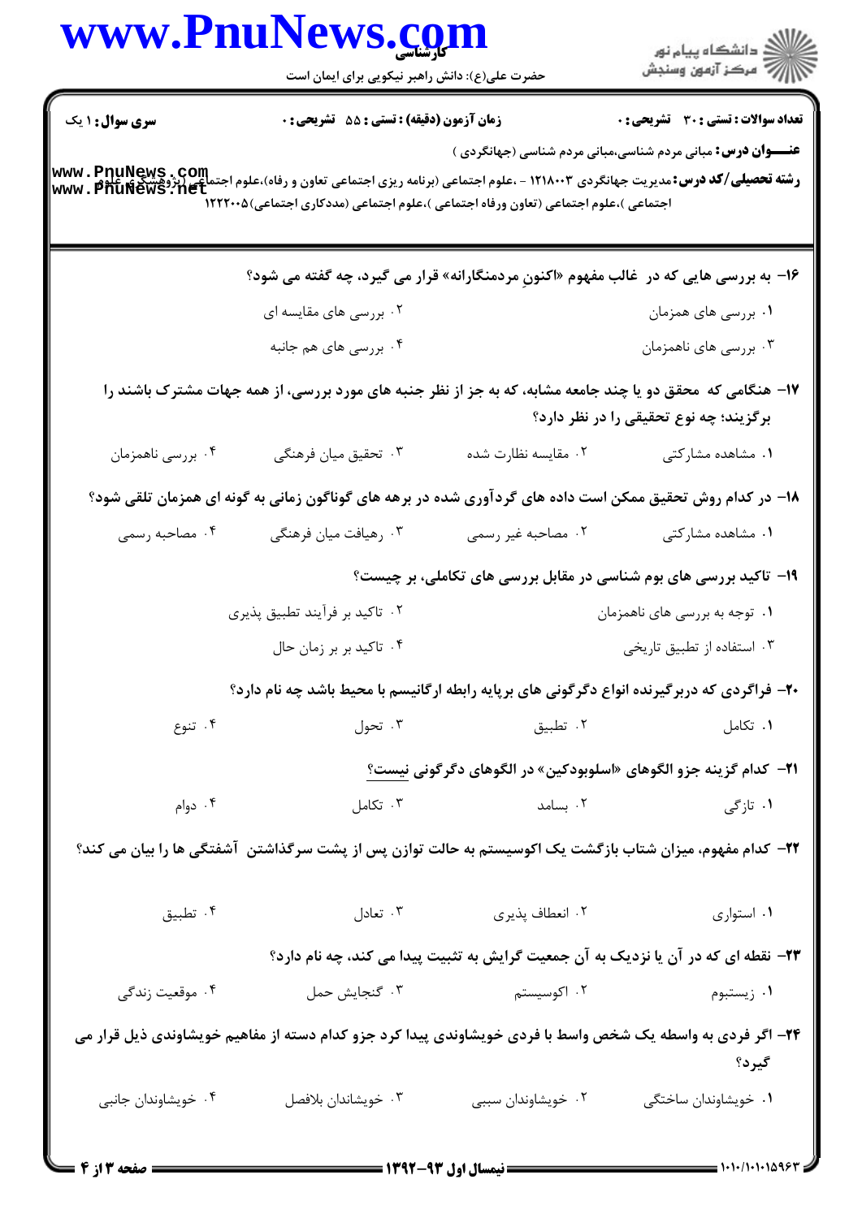۱۶- به بررسی هایی که در غالب مفهوم «اکنونِ مردمنگارانه» قرار می گیرد، چه گفته می شود؟

۱. بررسی های همزمان
۲. بررسی های مقایسه ای
۳. بررسی های ناهمزمان
۴. بررسی های هم جانبه

۱۷- هنگامی که محقق دو یا چند جامعه مشابه، که به جز از نظر جنبه های مورد بررسی، از همه جهات مشترک باشند را برگزیند؛ چه نوع تحقیقی را در نظر دارد؟

۱. مشاهده مشارکتی
۲. مقایسه نظارت شده
۳. تحقیق میان فرهنگی
۴. بررسی ناهمزمان

۱۸- در کدام روش تحقیق ممکن است داده های گردآوری شده در برهه های گوناگون زمانی به گونه ای همزمان تلقی شود؟

۱. مشاهده مشارکتی
۲. مصاحبه غیر رسمی
۳. رهیافت میان فرهنگی
۴. مصاحبه رسمی

۱۹- تاکید بررسی های بوم شناسی در مقابل بررسی های تکاملی، بر چیست؟

۱. توجه به بررسی های ناهمزمان
۲. تاکید بر فرآیند تطبیق پذیری
۳. استفاده از تطبیق تاریخی
۴. تاکید بر بر زمان حال

۲۰- فراگردی که دربرگیرنده انواع دگرگونی های برپایه رابطه ارگانیسم با محیط باشد چه نام دارد؟

۱. تکامل
۲. تطبیق
۳. تحول
۴. تنوع

۲۱- کدام گزینه جزو الگوهای «اسلوبودکین» در الگوهای دگرگونی نیست؟

۱. تازگی
۲. بسامد
۳. تکامل
۴. دوام

۲۲- کدام مفهوم، میزان شتاب بازگشت یک اکوسیستم به حالت توازن پس از پشت سرگذاشتن آشفتگی ها را بیان می کند؟

۱. استواری
۲. انعطاف پذیری
۳. تعادل
۴. تطبیق

۲۳- نقطه ای که در آن یا نزدیک به آن جمعیت گرایش به تثبیت پیدا می کند، چه نام دارد؟

۱. زیستبوم
۲. اکوسیستم
۳. گنجایش حمل
۴. موقعیت زندگی

۲۴- اگر فردی به واسطه یک شخص واسط با فردی خویشاوندی پیدا کرد جزو کدام دسته از مفاهیم خویشاوندی ذیل قرار می گیرد؟

۱. خویشاوندان ساختگی
۲. خویشاوندان سببی
۳. خویشاندان بلافصل
۴. خویشاوندان جانبی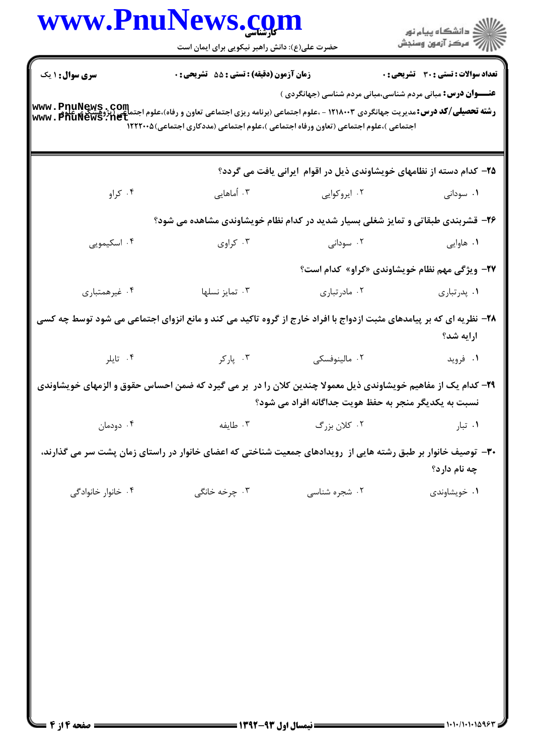**سری سوال:** ۱ یک | **زمان آزمون (دقیقه) : تستی :** ۵۵ **تشریحی :** ۰ | **تعداد سوالات : تستی :** ۳۰ **تشریحی :** ۰

**عنـــوان درس:** مبانی مردم شناسی،مبانی مردم شناسی (جهانگردی )

**رشته تحصیلی/کد درس:** مدیریت جهانگردی ۱۲۱۸۰۰۳ - ،علوم اجتماعی (برنامه ریزی اجتماعی تعاون و رفاه)،علوم اجتماعی (پژوهشگری علوم اجتماعی )،علوم اجتماعی (تعاون ورفاه اجتماعی )،علوم اجتماعی (مددکاری اجتماعی)۱۲۲۲۰۰۵

**۲۵-** کدام دسته از نظامهای خویشاوندی ذیل در اقوام ایرانی یافت می گردد؟

۱. سودانی
۲. ایروکوایی
۳. اُماهایی
۴. کراو

**۲۶-** قشربندی طبقاتی و تمایز شغلی بسیار شدید در کدام نظام خویشاوندی مشاهده می شود؟

۱. هاوایی
۲. سودانی
۳. کراوی
۴. اسکیمویی

**۲۷-** ویژگی مهم نظام خویشاوندی «کراو» کدام است؟

۱. پدرتباری
۲. مادرتباری
۳. تمایز نسلها
۴. غیرهمتباری

**۲۸-** نظریه ای که بر پیامدهای مثبت ازدواج با افراد خارج از گروه تاکید می کند و مانع انزوای اجتماعی می شود توسط چه کسی ارایه شد؟

۱. فروید
۲. مالینوفسکی
۳. پارکر
۴. تایلر

**۲۹-** کدام یک از مفاهیم خویشاوندی ذیل معمولا چندین کلان را در بر می گیرد که ضمن احساس حقوق و الزمهای خویشاوندی نسبت به یکدیگر منجر به حفظ هویت جداگانه افراد می شود؟

۱. تبار
۲. کلان بزرگ
۳. طایفه
۴. دودمان

**۳۰-** توصیف خانوار بر طبق رشته هایی از رویدادهای جمعیت شناختی که اعضای خانوار در راستای زمان پشت سر می گذارند، چه نام دارد؟

۱. خویشاوندی
۲. شجره شناسی
۳. چرخه خانگی
۴. خانوار خانوادگی